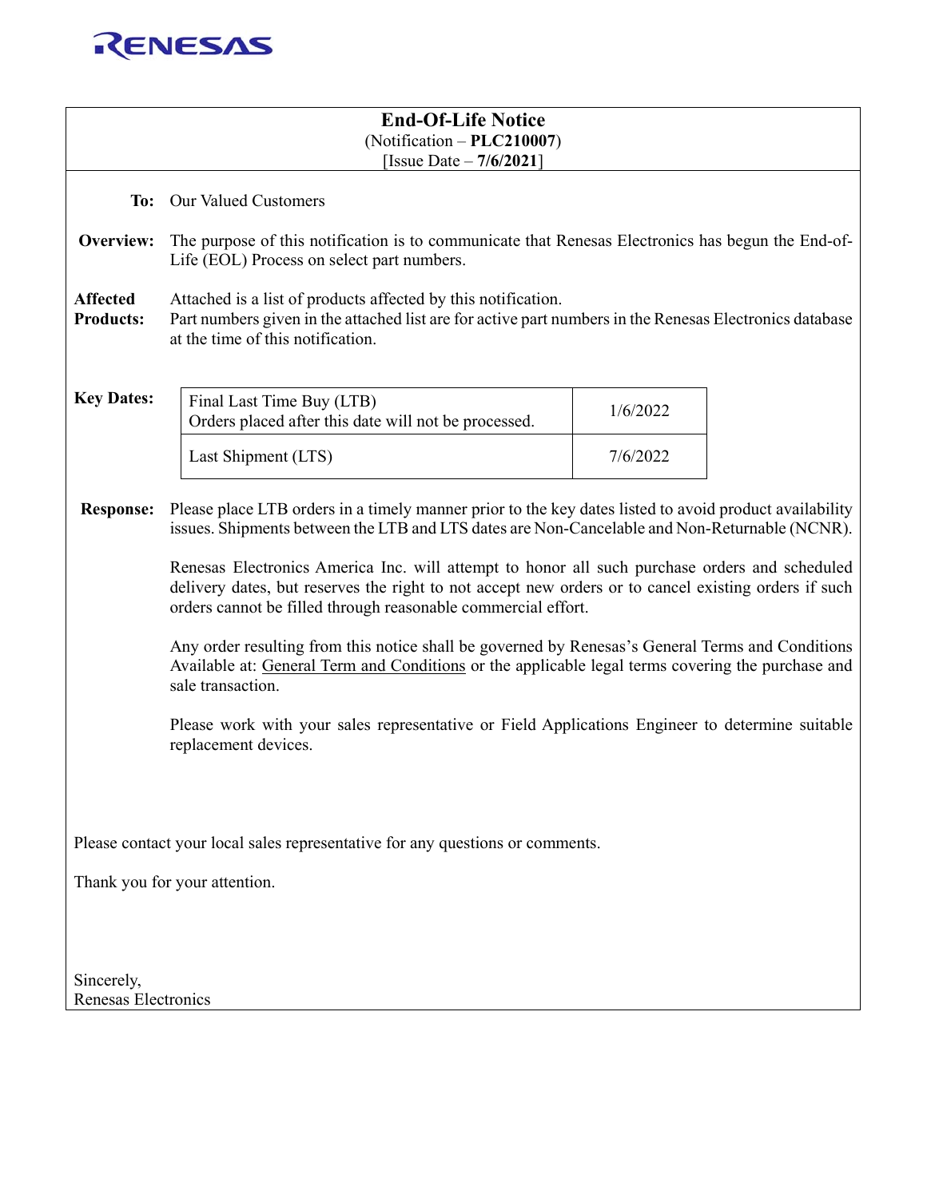RENESAS

# End-Of-Life Notice

(Notification – **PLC210007**)
[Issue Date – **7/6/2021**]

**To:** Our Valued Customers

**Overview:** The purpose of this notification is to communicate that Renesas Electronics has begun the End-of-Life (EOL) Process on select part numbers.

**Affected Products:** Attached is a list of products affected by this notification.
Part numbers given in the attached list are for active part numbers in the Renesas Electronics database at the time of this notification.

**Key Dates:**

| | |
|---|---|
| Final Last Time Buy (LTB)<br>Orders placed after this date will not be processed. | 1/6/2022 |
| Last Shipment (LTS) | 7/6/2022 |

**Response:** Please place LTB orders in a timely manner prior to the key dates listed to avoid product availability issues. Shipments between the LTB and LTS dates are Non-Cancelable and Non-Returnable (NCNR).

Renesas Electronics America Inc. will attempt to honor all such purchase orders and scheduled delivery dates, but reserves the right to not accept new orders or to cancel existing orders if such orders cannot be filled through reasonable commercial effort.

Any order resulting from this notice shall be governed by Renesas's General Terms and Conditions Available at: General Term and Conditions or the applicable legal terms covering the purchase and sale transaction.

Please work with your sales representative or Field Applications Engineer to determine suitable replacement devices.

Please contact your local sales representative for any questions or comments.

Thank you for your attention.

Sincerely,
Renesas Electronics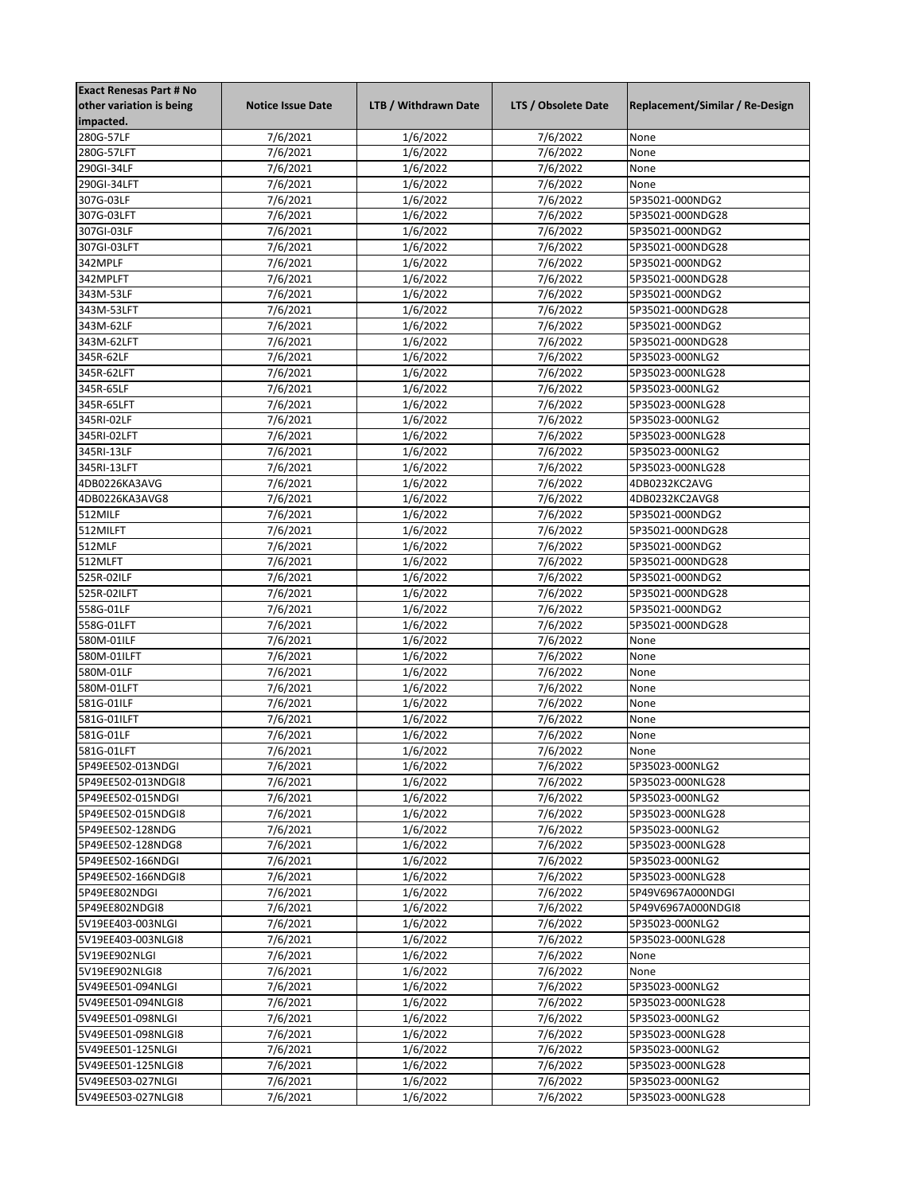| Exact Renesas Part # No other variation is being impacted. | Notice Issue Date | LTB / Withdrawn Date | LTS / Obsolete Date | Replacement/Similar / Re-Design |
|---|---|---|---|---|
| 280G-57LF | 7/6/2021 | 1/6/2022 | 7/6/2022 | None |
| 280G-57LFT | 7/6/2021 | 1/6/2022 | 7/6/2022 | None |
| 290GI-34LF | 7/6/2021 | 1/6/2022 | 7/6/2022 | None |
| 290GI-34LFT | 7/6/2021 | 1/6/2022 | 7/6/2022 | None |
| 307G-03LF | 7/6/2021 | 1/6/2022 | 7/6/2022 | 5P35021-000NDG2 |
| 307G-03LFT | 7/6/2021 | 1/6/2022 | 7/6/2022 | 5P35021-000NDG28 |
| 307GI-03LF | 7/6/2021 | 1/6/2022 | 7/6/2022 | 5P35021-000NDG2 |
| 307GI-03LFT | 7/6/2021 | 1/6/2022 | 7/6/2022 | 5P35021-000NDG28 |
| 342MPLF | 7/6/2021 | 1/6/2022 | 7/6/2022 | 5P35021-000NDG2 |
| 342MPLFT | 7/6/2021 | 1/6/2022 | 7/6/2022 | 5P35021-000NDG28 |
| 343M-53LF | 7/6/2021 | 1/6/2022 | 7/6/2022 | 5P35021-000NDG2 |
| 343M-53LFT | 7/6/2021 | 1/6/2022 | 7/6/2022 | 5P35021-000NDG28 |
| 343M-62LF | 7/6/2021 | 1/6/2022 | 7/6/2022 | 5P35021-000NDG2 |
| 343M-62LFT | 7/6/2021 | 1/6/2022 | 7/6/2022 | 5P35021-000NDG28 |
| 345R-62LF | 7/6/2021 | 1/6/2022 | 7/6/2022 | 5P35023-000NLG2 |
| 345R-62LFT | 7/6/2021 | 1/6/2022 | 7/6/2022 | 5P35023-000NLG28 |
| 345R-65LF | 7/6/2021 | 1/6/2022 | 7/6/2022 | 5P35023-000NLG2 |
| 345R-65LFT | 7/6/2021 | 1/6/2022 | 7/6/2022 | 5P35023-000NLG28 |
| 345RI-02LF | 7/6/2021 | 1/6/2022 | 7/6/2022 | 5P35023-000NLG2 |
| 345RI-02LFT | 7/6/2021 | 1/6/2022 | 7/6/2022 | 5P35023-000NLG28 |
| 345RI-13LF | 7/6/2021 | 1/6/2022 | 7/6/2022 | 5P35023-000NLG2 |
| 345RI-13LFT | 7/6/2021 | 1/6/2022 | 7/6/2022 | 5P35023-000NLG28 |
| 4DB0226KA3AVG | 7/6/2021 | 1/6/2022 | 7/6/2022 | 4DB0232KC2AVG |
| 4DB0226KA3AVG8 | 7/6/2021 | 1/6/2022 | 7/6/2022 | 4DB0232KC2AVG8 |
| 512MILF | 7/6/2021 | 1/6/2022 | 7/6/2022 | 5P35021-000NDG2 |
| 512MILFT | 7/6/2021 | 1/6/2022 | 7/6/2022 | 5P35021-000NDG28 |
| 512MLF | 7/6/2021 | 1/6/2022 | 7/6/2022 | 5P35021-000NDG2 |
| 512MLFT | 7/6/2021 | 1/6/2022 | 7/6/2022 | 5P35021-000NDG28 |
| 525R-02ILF | 7/6/2021 | 1/6/2022 | 7/6/2022 | 5P35021-000NDG2 |
| 525R-02ILFT | 7/6/2021 | 1/6/2022 | 7/6/2022 | 5P35021-000NDG28 |
| 558G-01LF | 7/6/2021 | 1/6/2022 | 7/6/2022 | 5P35021-000NDG2 |
| 558G-01LFT | 7/6/2021 | 1/6/2022 | 7/6/2022 | 5P35021-000NDG28 |
| 580M-01ILF | 7/6/2021 | 1/6/2022 | 7/6/2022 | None |
| 580M-01ILFT | 7/6/2021 | 1/6/2022 | 7/6/2022 | None |
| 580M-01LF | 7/6/2021 | 1/6/2022 | 7/6/2022 | None |
| 580M-01LFT | 7/6/2021 | 1/6/2022 | 7/6/2022 | None |
| 581G-01ILF | 7/6/2021 | 1/6/2022 | 7/6/2022 | None |
| 581G-01ILFT | 7/6/2021 | 1/6/2022 | 7/6/2022 | None |
| 581G-01LF | 7/6/2021 | 1/6/2022 | 7/6/2022 | None |
| 581G-01LFT | 7/6/2021 | 1/6/2022 | 7/6/2022 | None |
| 5P49EE502-013NDGI | 7/6/2021 | 1/6/2022 | 7/6/2022 | 5P35023-000NLG2 |
| 5P49EE502-013NDGI8 | 7/6/2021 | 1/6/2022 | 7/6/2022 | 5P35023-000NLG28 |
| 5P49EE502-015NDGI | 7/6/2021 | 1/6/2022 | 7/6/2022 | 5P35023-000NLG2 |
| 5P49EE502-015NDGI8 | 7/6/2021 | 1/6/2022 | 7/6/2022 | 5P35023-000NLG28 |
| 5P49EE502-128NDG | 7/6/2021 | 1/6/2022 | 7/6/2022 | 5P35023-000NLG2 |
| 5P49EE502-128NDG8 | 7/6/2021 | 1/6/2022 | 7/6/2022 | 5P35023-000NLG28 |
| 5P49EE502-166NDGI | 7/6/2021 | 1/6/2022 | 7/6/2022 | 5P35023-000NLG2 |
| 5P49EE502-166NDGI8 | 7/6/2021 | 1/6/2022 | 7/6/2022 | 5P35023-000NLG28 |
| 5P49EE802NDGI | 7/6/2021 | 1/6/2022 | 7/6/2022 | 5P49V6967A000NDGI |
| 5P49EE802NDGI8 | 7/6/2021 | 1/6/2022 | 7/6/2022 | 5P49V6967A000NDGI8 |
| 5V19EE403-003NLGI | 7/6/2021 | 1/6/2022 | 7/6/2022 | 5P35023-000NLG2 |
| 5V19EE403-003NLGI8 | 7/6/2021 | 1/6/2022 | 7/6/2022 | 5P35023-000NLG28 |
| 5V19EE902NLGI | 7/6/2021 | 1/6/2022 | 7/6/2022 | None |
| 5V19EE902NLGI8 | 7/6/2021 | 1/6/2022 | 7/6/2022 | None |
| 5V49EE501-094NLGI | 7/6/2021 | 1/6/2022 | 7/6/2022 | 5P35023-000NLG2 |
| 5V49EE501-094NLGI8 | 7/6/2021 | 1/6/2022 | 7/6/2022 | 5P35023-000NLG28 |
| 5V49EE501-098NLGI | 7/6/2021 | 1/6/2022 | 7/6/2022 | 5P35023-000NLG2 |
| 5V49EE501-098NLGI8 | 7/6/2021 | 1/6/2022 | 7/6/2022 | 5P35023-000NLG28 |
| 5V49EE501-125NLGI | 7/6/2021 | 1/6/2022 | 7/6/2022 | 5P35023-000NLG2 |
| 5V49EE501-125NLGI8 | 7/6/2021 | 1/6/2022 | 7/6/2022 | 5P35023-000NLG28 |
| 5V49EE503-027NLGI | 7/6/2021 | 1/6/2022 | 7/6/2022 | 5P35023-000NLG2 |
| 5V49EE503-027NLGI8 | 7/6/2021 | 1/6/2022 | 7/6/2022 | 5P35023-000NLG28 |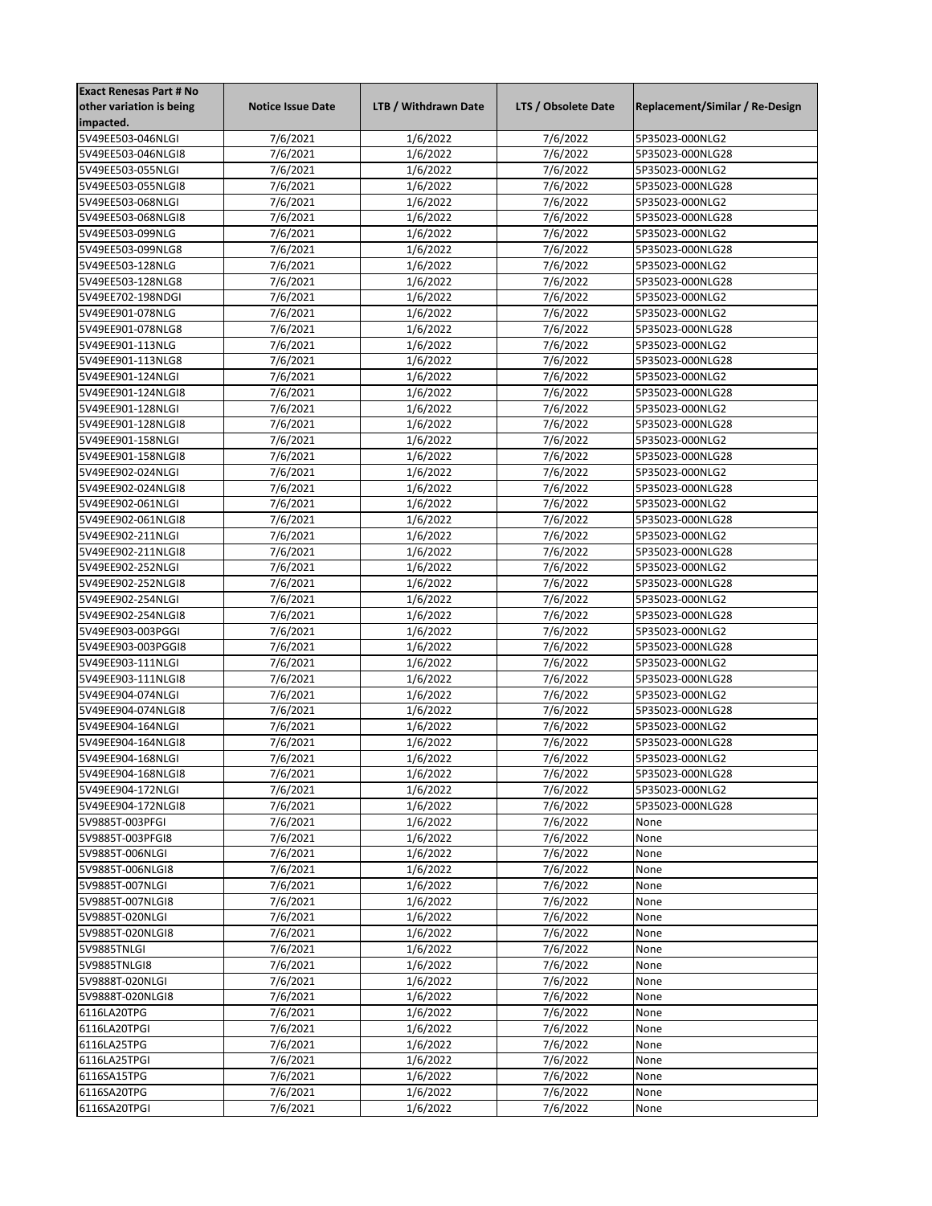| Exact Renesas Part # No other variation is being impacted. | Notice Issue Date | LTB / Withdrawn Date | LTS / Obsolete Date | Replacement/Similar / Re-Design |
|---|---|---|---|---|
| 5V49EE503-046NLGI | 7/6/2021 | 1/6/2022 | 7/6/2022 | 5P35023-000NLG2 |
| 5V49EE503-046NLGI8 | 7/6/2021 | 1/6/2022 | 7/6/2022 | 5P35023-000NLG28 |
| 5V49EE503-055NLGI | 7/6/2021 | 1/6/2022 | 7/6/2022 | 5P35023-000NLG2 |
| 5V49EE503-055NLGI8 | 7/6/2021 | 1/6/2022 | 7/6/2022 | 5P35023-000NLG28 |
| 5V49EE503-068NLGI | 7/6/2021 | 1/6/2022 | 7/6/2022 | 5P35023-000NLG2 |
| 5V49EE503-068NLGI8 | 7/6/2021 | 1/6/2022 | 7/6/2022 | 5P35023-000NLG28 |
| 5V49EE503-099NLG | 7/6/2021 | 1/6/2022 | 7/6/2022 | 5P35023-000NLG2 |
| 5V49EE503-099NLG8 | 7/6/2021 | 1/6/2022 | 7/6/2022 | 5P35023-000NLG28 |
| 5V49EE503-128NLG | 7/6/2021 | 1/6/2022 | 7/6/2022 | 5P35023-000NLG2 |
| 5V49EE503-128NLG8 | 7/6/2021 | 1/6/2022 | 7/6/2022 | 5P35023-000NLG28 |
| 5V49EE702-198NDGI | 7/6/2021 | 1/6/2022 | 7/6/2022 | 5P35023-000NLG2 |
| 5V49EE901-078NLG | 7/6/2021 | 1/6/2022 | 7/6/2022 | 5P35023-000NLG2 |
| 5V49EE901-078NLG8 | 7/6/2021 | 1/6/2022 | 7/6/2022 | 5P35023-000NLG28 |
| 5V49EE901-113NLG | 7/6/2021 | 1/6/2022 | 7/6/2022 | 5P35023-000NLG2 |
| 5V49EE901-113NLG8 | 7/6/2021 | 1/6/2022 | 7/6/2022 | 5P35023-000NLG28 |
| 5V49EE901-124NLGI | 7/6/2021 | 1/6/2022 | 7/6/2022 | 5P35023-000NLG2 |
| 5V49EE901-124NLGI8 | 7/6/2021 | 1/6/2022 | 7/6/2022 | 5P35023-000NLG28 |
| 5V49EE901-128NLGI | 7/6/2021 | 1/6/2022 | 7/6/2022 | 5P35023-000NLG2 |
| 5V49EE901-128NLGI8 | 7/6/2021 | 1/6/2022 | 7/6/2022 | 5P35023-000NLG28 |
| 5V49EE901-158NLGI | 7/6/2021 | 1/6/2022 | 7/6/2022 | 5P35023-000NLG2 |
| 5V49EE901-158NLGI8 | 7/6/2021 | 1/6/2022 | 7/6/2022 | 5P35023-000NLG28 |
| 5V49EE902-024NLGI | 7/6/2021 | 1/6/2022 | 7/6/2022 | 5P35023-000NLG2 |
| 5V49EE902-024NLGI8 | 7/6/2021 | 1/6/2022 | 7/6/2022 | 5P35023-000NLG28 |
| 5V49EE902-061NLGI | 7/6/2021 | 1/6/2022 | 7/6/2022 | 5P35023-000NLG2 |
| 5V49EE902-061NLGI8 | 7/6/2021 | 1/6/2022 | 7/6/2022 | 5P35023-000NLG28 |
| 5V49EE902-211NLGI | 7/6/2021 | 1/6/2022 | 7/6/2022 | 5P35023-000NLG2 |
| 5V49EE902-211NLGI8 | 7/6/2021 | 1/6/2022 | 7/6/2022 | 5P35023-000NLG28 |
| 5V49EE902-252NLGI | 7/6/2021 | 1/6/2022 | 7/6/2022 | 5P35023-000NLG2 |
| 5V49EE902-252NLGI8 | 7/6/2021 | 1/6/2022 | 7/6/2022 | 5P35023-000NLG28 |
| 5V49EE902-254NLGI | 7/6/2021 | 1/6/2022 | 7/6/2022 | 5P35023-000NLG2 |
| 5V49EE902-254NLGI8 | 7/6/2021 | 1/6/2022 | 7/6/2022 | 5P35023-000NLG28 |
| 5V49EE903-003PGGI | 7/6/2021 | 1/6/2022 | 7/6/2022 | 5P35023-000NLG2 |
| 5V49EE903-003PGGI8 | 7/6/2021 | 1/6/2022 | 7/6/2022 | 5P35023-000NLG28 |
| 5V49EE903-111NLGI | 7/6/2021 | 1/6/2022 | 7/6/2022 | 5P35023-000NLG2 |
| 5V49EE903-111NLGI8 | 7/6/2021 | 1/6/2022 | 7/6/2022 | 5P35023-000NLG28 |
| 5V49EE904-074NLGI | 7/6/2021 | 1/6/2022 | 7/6/2022 | 5P35023-000NLG2 |
| 5V49EE904-074NLGI8 | 7/6/2021 | 1/6/2022 | 7/6/2022 | 5P35023-000NLG28 |
| 5V49EE904-164NLGI | 7/6/2021 | 1/6/2022 | 7/6/2022 | 5P35023-000NLG2 |
| 5V49EE904-164NLGI8 | 7/6/2021 | 1/6/2022 | 7/6/2022 | 5P35023-000NLG28 |
| 5V49EE904-168NLGI | 7/6/2021 | 1/6/2022 | 7/6/2022 | 5P35023-000NLG2 |
| 5V49EE904-168NLGI8 | 7/6/2021 | 1/6/2022 | 7/6/2022 | 5P35023-000NLG28 |
| 5V49EE904-172NLGI | 7/6/2021 | 1/6/2022 | 7/6/2022 | 5P35023-000NLG2 |
| 5V49EE904-172NLGI8 | 7/6/2021 | 1/6/2022 | 7/6/2022 | 5P35023-000NLG28 |
| 5V9885T-003PFGI | 7/6/2021 | 1/6/2022 | 7/6/2022 | None |
| 5V9885T-003PFGI8 | 7/6/2021 | 1/6/2022 | 7/6/2022 | None |
| 5V9885T-006NLGI | 7/6/2021 | 1/6/2022 | 7/6/2022 | None |
| 5V9885T-006NLGI8 | 7/6/2021 | 1/6/2022 | 7/6/2022 | None |
| 5V9885T-007NLGI | 7/6/2021 | 1/6/2022 | 7/6/2022 | None |
| 5V9885T-007NLGI8 | 7/6/2021 | 1/6/2022 | 7/6/2022 | None |
| 5V9885T-020NLGI | 7/6/2021 | 1/6/2022 | 7/6/2022 | None |
| 5V9885T-020NLGI8 | 7/6/2021 | 1/6/2022 | 7/6/2022 | None |
| 5V9885TNLGI | 7/6/2021 | 1/6/2022 | 7/6/2022 | None |
| 5V9885TNLGI8 | 7/6/2021 | 1/6/2022 | 7/6/2022 | None |
| 5V9888T-020NLGI | 7/6/2021 | 1/6/2022 | 7/6/2022 | None |
| 5V9888T-020NLGI8 | 7/6/2021 | 1/6/2022 | 7/6/2022 | None |
| 6116LA20TPG | 7/6/2021 | 1/6/2022 | 7/6/2022 | None |
| 6116LA20TPGI | 7/6/2021 | 1/6/2022 | 7/6/2022 | None |
| 6116LA25TPG | 7/6/2021 | 1/6/2022 | 7/6/2022 | None |
| 6116LA25TPGI | 7/6/2021 | 1/6/2022 | 7/6/2022 | None |
| 6116SA15TPG | 7/6/2021 | 1/6/2022 | 7/6/2022 | None |
| 6116SA20TPG | 7/6/2021 | 1/6/2022 | 7/6/2022 | None |
| 6116SA20TPGI | 7/6/2021 | 1/6/2022 | 7/6/2022 | None |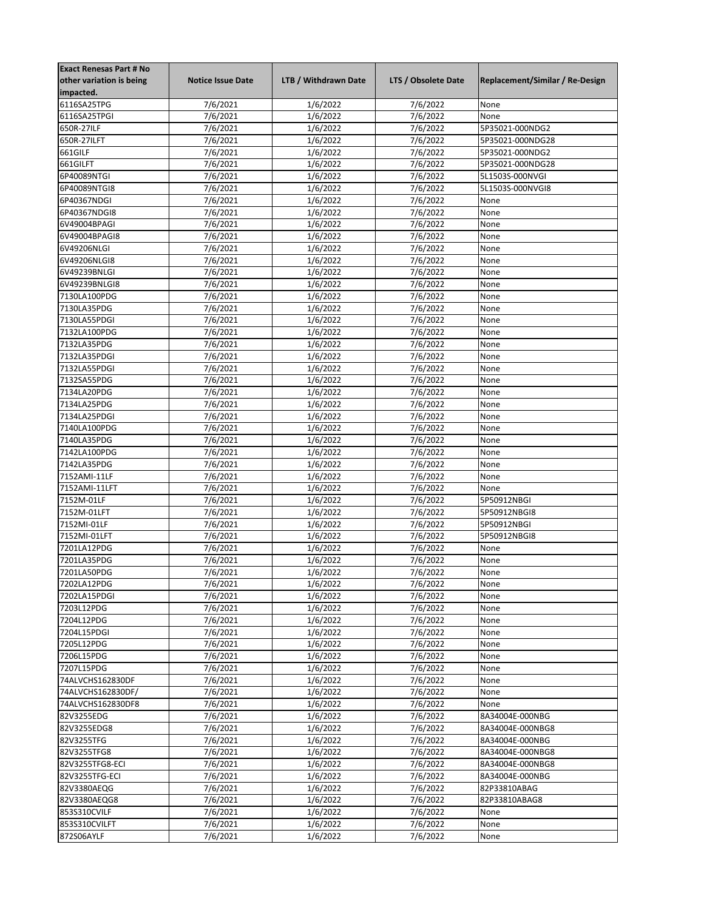| Exact Renesas Part # No other variation is being impacted. | Notice Issue Date | LTB / Withdrawn Date | LTS / Obsolete Date | Replacement/Similar / Re-Design |
|---|---|---|---|---|
| 6116SA25TPG | 7/6/2021 | 1/6/2022 | 7/6/2022 | None |
| 6116SA25TPGI | 7/6/2021 | 1/6/2022 | 7/6/2022 | None |
| 650R-27ILF | 7/6/2021 | 1/6/2022 | 7/6/2022 | 5P35021-000NDG2 |
| 650R-27ILFT | 7/6/2021 | 1/6/2022 | 7/6/2022 | 5P35021-000NDG28 |
| 661GILF | 7/6/2021 | 1/6/2022 | 7/6/2022 | 5P35021-000NDG2 |
| 661GILFT | 7/6/2021 | 1/6/2022 | 7/6/2022 | 5P35021-000NDG28 |
| 6P40089NTGI | 7/6/2021 | 1/6/2022 | 7/6/2022 | 5L1503S-000NVGI |
| 6P40089NTGI8 | 7/6/2021 | 1/6/2022 | 7/6/2022 | 5L1503S-000NVGI8 |
| 6P40367NDGI | 7/6/2021 | 1/6/2022 | 7/6/2022 | None |
| 6P40367NDGI8 | 7/6/2021 | 1/6/2022 | 7/6/2022 | None |
| 6V49004BPAGI | 7/6/2021 | 1/6/2022 | 7/6/2022 | None |
| 6V49004BPAGI8 | 7/6/2021 | 1/6/2022 | 7/6/2022 | None |
| 6V49206NLGI | 7/6/2021 | 1/6/2022 | 7/6/2022 | None |
| 6V49206NLGI8 | 7/6/2021 | 1/6/2022 | 7/6/2022 | None |
| 6V49239BNLGI | 7/6/2021 | 1/6/2022 | 7/6/2022 | None |
| 6V49239BNLGI8 | 7/6/2021 | 1/6/2022 | 7/6/2022 | None |
| 7130LA100PDG | 7/6/2021 | 1/6/2022 | 7/6/2022 | None |
| 7130LA35PDG | 7/6/2021 | 1/6/2022 | 7/6/2022 | None |
| 7130LA55PDGI | 7/6/2021 | 1/6/2022 | 7/6/2022 | None |
| 7132LA100PDG | 7/6/2021 | 1/6/2022 | 7/6/2022 | None |
| 7132LA35PDG | 7/6/2021 | 1/6/2022 | 7/6/2022 | None |
| 7132LA35PDGI | 7/6/2021 | 1/6/2022 | 7/6/2022 | None |
| 7132LA55PDGI | 7/6/2021 | 1/6/2022 | 7/6/2022 | None |
| 7132SA55PDG | 7/6/2021 | 1/6/2022 | 7/6/2022 | None |
| 7134LA20PDG | 7/6/2021 | 1/6/2022 | 7/6/2022 | None |
| 7134LA25PDG | 7/6/2021 | 1/6/2022 | 7/6/2022 | None |
| 7134LA25PDGI | 7/6/2021 | 1/6/2022 | 7/6/2022 | None |
| 7140LA100PDG | 7/6/2021 | 1/6/2022 | 7/6/2022 | None |
| 7140LA35PDG | 7/6/2021 | 1/6/2022 | 7/6/2022 | None |
| 7142LA100PDG | 7/6/2021 | 1/6/2022 | 7/6/2022 | None |
| 7142LA35PDG | 7/6/2021 | 1/6/2022 | 7/6/2022 | None |
| 7152AMI-11LF | 7/6/2021 | 1/6/2022 | 7/6/2022 | None |
| 7152AMI-11LFT | 7/6/2021 | 1/6/2022 | 7/6/2022 | None |
| 7152M-01LF | 7/6/2021 | 1/6/2022 | 7/6/2022 | 5P50912NBGI |
| 7152M-01LFT | 7/6/2021 | 1/6/2022 | 7/6/2022 | 5P50912NBGI8 |
| 7152MI-01LF | 7/6/2021 | 1/6/2022 | 7/6/2022 | 5P50912NBGI |
| 7152MI-01LFT | 7/6/2021 | 1/6/2022 | 7/6/2022 | 5P50912NBGI8 |
| 7201LA12PDG | 7/6/2021 | 1/6/2022 | 7/6/2022 | None |
| 7201LA35PDG | 7/6/2021 | 1/6/2022 | 7/6/2022 | None |
| 7201LA50PDG | 7/6/2021 | 1/6/2022 | 7/6/2022 | None |
| 7202LA12PDG | 7/6/2021 | 1/6/2022 | 7/6/2022 | None |
| 7202LA15PDGI | 7/6/2021 | 1/6/2022 | 7/6/2022 | None |
| 7203L12PDG | 7/6/2021 | 1/6/2022 | 7/6/2022 | None |
| 7204L12PDG | 7/6/2021 | 1/6/2022 | 7/6/2022 | None |
| 7204L15PDGI | 7/6/2021 | 1/6/2022 | 7/6/2022 | None |
| 7205L12PDG | 7/6/2021 | 1/6/2022 | 7/6/2022 | None |
| 7206L15PDG | 7/6/2021 | 1/6/2022 | 7/6/2022 | None |
| 7207L15PDG | 7/6/2021 | 1/6/2022 | 7/6/2022 | None |
| 74ALVCHS162830DF | 7/6/2021 | 1/6/2022 | 7/6/2022 | None |
| 74ALVCHS162830DF/ | 7/6/2021 | 1/6/2022 | 7/6/2022 | None |
| 74ALVCHS162830DF8 | 7/6/2021 | 1/6/2022 | 7/6/2022 | None |
| 82V3255EDG | 7/6/2021 | 1/6/2022 | 7/6/2022 | 8A34004E-000NBG |
| 82V3255EDG8 | 7/6/2021 | 1/6/2022 | 7/6/2022 | 8A34004E-000NBG8 |
| 82V3255TFG | 7/6/2021 | 1/6/2022 | 7/6/2022 | 8A34004E-000NBG |
| 82V3255TFG8 | 7/6/2021 | 1/6/2022 | 7/6/2022 | 8A34004E-000NBG8 |
| 82V3255TFG8-ECI | 7/6/2021 | 1/6/2022 | 7/6/2022 | 8A34004E-000NBG8 |
| 82V3255TFG-ECI | 7/6/2021 | 1/6/2022 | 7/6/2022 | 8A34004E-000NBG |
| 82V3380AEQG | 7/6/2021 | 1/6/2022 | 7/6/2022 | 82P33810ABAG |
| 82V3380AEQG8 | 7/6/2021 | 1/6/2022 | 7/6/2022 | 82P33810ABAG8 |
| 853S310CVILF | 7/6/2021 | 1/6/2022 | 7/6/2022 | None |
| 853S310CVILFT | 7/6/2021 | 1/6/2022 | 7/6/2022 | None |
| 872S06AYLF | 7/6/2021 | 1/6/2022 | 7/6/2022 | None |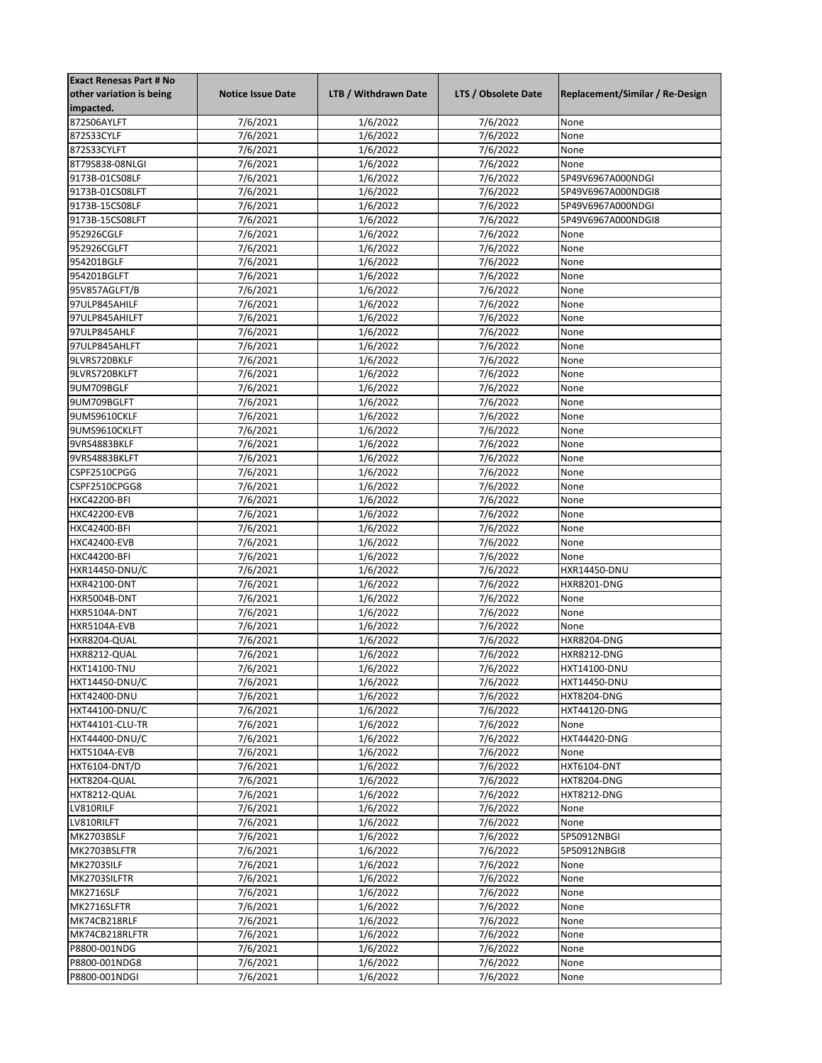| Exact Renesas Part # No other variation is being impacted. | Notice Issue Date | LTB / Withdrawn Date | LTS / Obsolete Date | Replacement/Similar / Re-Design |
|---|---|---|---|---|
| 872S06AYLFT | 7/6/2021 | 1/6/2022 | 7/6/2022 | None |
| 872S33CYLF | 7/6/2021 | 1/6/2022 | 7/6/2022 | None |
| 872S33CYLFT | 7/6/2021 | 1/6/2022 | 7/6/2022 | None |
| 8T79S838-08NLGI | 7/6/2021 | 1/6/2022 | 7/6/2022 | None |
| 9173B-01CS08LF | 7/6/2021 | 1/6/2022 | 7/6/2022 | 5P49V6967A000NDGI |
| 9173B-01CS08LFT | 7/6/2021 | 1/6/2022 | 7/6/2022 | 5P49V6967A000NDGI8 |
| 9173B-15CS08LF | 7/6/2021 | 1/6/2022 | 7/6/2022 | 5P49V6967A000NDGI |
| 9173B-15CS08LFT | 7/6/2021 | 1/6/2022 | 7/6/2022 | 5P49V6967A000NDGI8 |
| 952926CGLF | 7/6/2021 | 1/6/2022 | 7/6/2022 | None |
| 952926CGLFT | 7/6/2021 | 1/6/2022 | 7/6/2022 | None |
| 954201BGLF | 7/6/2021 | 1/6/2022 | 7/6/2022 | None |
| 954201BGLFT | 7/6/2021 | 1/6/2022 | 7/6/2022 | None |
| 95V857AGLFT/B | 7/6/2021 | 1/6/2022 | 7/6/2022 | None |
| 97ULP845AHILF | 7/6/2021 | 1/6/2022 | 7/6/2022 | None |
| 97ULP845AHILFT | 7/6/2021 | 1/6/2022 | 7/6/2022 | None |
| 97ULP845AHLF | 7/6/2021 | 1/6/2022 | 7/6/2022 | None |
| 97ULP845AHLFT | 7/6/2021 | 1/6/2022 | 7/6/2022 | None |
| 9LVRS720BKLF | 7/6/2021 | 1/6/2022 | 7/6/2022 | None |
| 9LVRS720BKLFT | 7/6/2021 | 1/6/2022 | 7/6/2022 | None |
| 9UM709BGLF | 7/6/2021 | 1/6/2022 | 7/6/2022 | None |
| 9UM709BGLFT | 7/6/2021 | 1/6/2022 | 7/6/2022 | None |
| 9UMS9610CKLF | 7/6/2021 | 1/6/2022 | 7/6/2022 | None |
| 9UMS9610CKLFT | 7/6/2021 | 1/6/2022 | 7/6/2022 | None |
| 9VRS4883BKLF | 7/6/2021 | 1/6/2022 | 7/6/2022 | None |
| 9VRS4883BKLFT | 7/6/2021 | 1/6/2022 | 7/6/2022 | None |
| CSPF2510CPGG | 7/6/2021 | 1/6/2022 | 7/6/2022 | None |
| CSPF2510CPGG8 | 7/6/2021 | 1/6/2022 | 7/6/2022 | None |
| HXC42200-BFI | 7/6/2021 | 1/6/2022 | 7/6/2022 | None |
| HXC42200-EVB | 7/6/2021 | 1/6/2022 | 7/6/2022 | None |
| HXC42400-BFI | 7/6/2021 | 1/6/2022 | 7/6/2022 | None |
| HXC42400-EVB | 7/6/2021 | 1/6/2022 | 7/6/2022 | None |
| HXC44200-BFI | 7/6/2021 | 1/6/2022 | 7/6/2022 | None |
| HXR14450-DNU/C | 7/6/2021 | 1/6/2022 | 7/6/2022 | HXR14450-DNU |
| HXR42100-DNT | 7/6/2021 | 1/6/2022 | 7/6/2022 | HXR8201-DNG |
| HXR5004B-DNT | 7/6/2021 | 1/6/2022 | 7/6/2022 | None |
| HXR5104A-DNT | 7/6/2021 | 1/6/2022 | 7/6/2022 | None |
| HXR5104A-EVB | 7/6/2021 | 1/6/2022 | 7/6/2022 | None |
| HXR8204-QUAL | 7/6/2021 | 1/6/2022 | 7/6/2022 | HXR8204-DNG |
| HXR8212-QUAL | 7/6/2021 | 1/6/2022 | 7/6/2022 | HXR8212-DNG |
| HXT14100-TNU | 7/6/2021 | 1/6/2022 | 7/6/2022 | HXT14100-DNU |
| HXT14450-DNU/C | 7/6/2021 | 1/6/2022 | 7/6/2022 | HXT14450-DNU |
| HXT42400-DNU | 7/6/2021 | 1/6/2022 | 7/6/2022 | HXT8204-DNG |
| HXT44100-DNU/C | 7/6/2021 | 1/6/2022 | 7/6/2022 | HXT44120-DNG |
| HXT44101-CLU-TR | 7/6/2021 | 1/6/2022 | 7/6/2022 | None |
| HXT44400-DNU/C | 7/6/2021 | 1/6/2022 | 7/6/2022 | HXT44420-DNG |
| HXT5104A-EVB | 7/6/2021 | 1/6/2022 | 7/6/2022 | None |
| HXT6104-DNT/D | 7/6/2021 | 1/6/2022 | 7/6/2022 | HXT6104-DNT |
| HXT8204-QUAL | 7/6/2021 | 1/6/2022 | 7/6/2022 | HXT8204-DNG |
| HXT8212-QUAL | 7/6/2021 | 1/6/2022 | 7/6/2022 | HXT8212-DNG |
| LV810RILF | 7/6/2021 | 1/6/2022 | 7/6/2022 | None |
| LV810RILFT | 7/6/2021 | 1/6/2022 | 7/6/2022 | None |
| MK2703BSLF | 7/6/2021 | 1/6/2022 | 7/6/2022 | 5P50912NBGI |
| MK2703BSLFTR | 7/6/2021 | 1/6/2022 | 7/6/2022 | 5P50912NBGI8 |
| MK2703SILF | 7/6/2021 | 1/6/2022 | 7/6/2022 | None |
| MK2703SILFTR | 7/6/2021 | 1/6/2022 | 7/6/2022 | None |
| MK2716SLF | 7/6/2021 | 1/6/2022 | 7/6/2022 | None |
| MK2716SLFTR | 7/6/2021 | 1/6/2022 | 7/6/2022 | None |
| MK74CB218RLF | 7/6/2021 | 1/6/2022 | 7/6/2022 | None |
| MK74CB218RLFTR | 7/6/2021 | 1/6/2022 | 7/6/2022 | None |
| P8800-001NDG | 7/6/2021 | 1/6/2022 | 7/6/2022 | None |
| P8800-001NDG8 | 7/6/2021 | 1/6/2022 | 7/6/2022 | None |
| P8800-001NDGI | 7/6/2021 | 1/6/2022 | 7/6/2022 | None |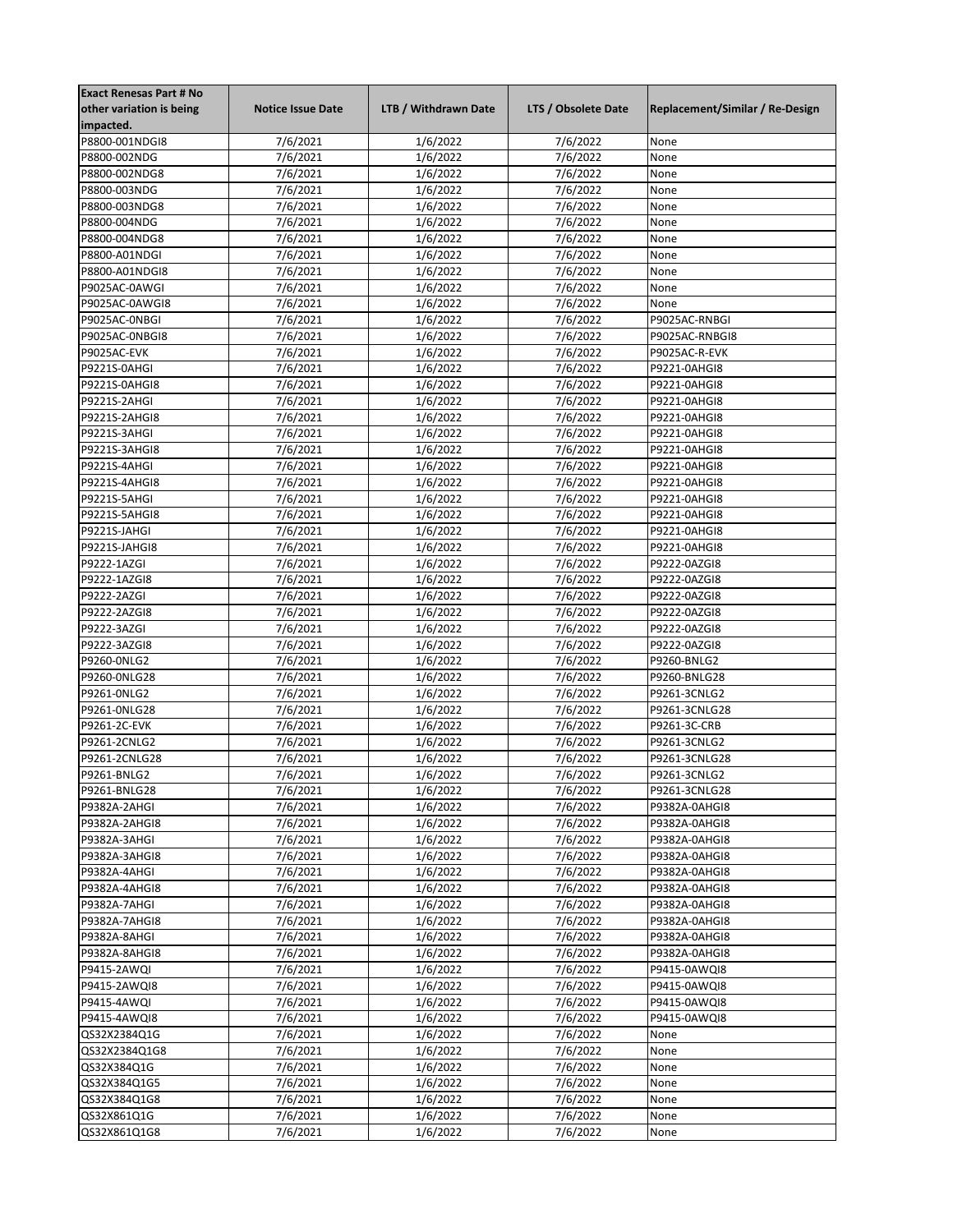| Exact Renesas Part # No other variation is being impacted. | Notice Issue Date | LTB / Withdrawn Date | LTS / Obsolete Date | Replacement/Similar / Re-Design |
|---|---|---|---|---|
| P8800-001NDGI8 | 7/6/2021 | 1/6/2022 | 7/6/2022 | None |
| P8800-002NDG | 7/6/2021 | 1/6/2022 | 7/6/2022 | None |
| P8800-002NDG8 | 7/6/2021 | 1/6/2022 | 7/6/2022 | None |
| P8800-003NDG | 7/6/2021 | 1/6/2022 | 7/6/2022 | None |
| P8800-003NDG8 | 7/6/2021 | 1/6/2022 | 7/6/2022 | None |
| P8800-004NDG | 7/6/2021 | 1/6/2022 | 7/6/2022 | None |
| P8800-004NDG8 | 7/6/2021 | 1/6/2022 | 7/6/2022 | None |
| P8800-A01NDGI | 7/6/2021 | 1/6/2022 | 7/6/2022 | None |
| P8800-A01NDGI8 | 7/6/2021 | 1/6/2022 | 7/6/2022 | None |
| P9025AC-0AWGI | 7/6/2021 | 1/6/2022 | 7/6/2022 | None |
| P9025AC-0AWGI8 | 7/6/2021 | 1/6/2022 | 7/6/2022 | None |
| P9025AC-0NBGI | 7/6/2021 | 1/6/2022 | 7/6/2022 | P9025AC-RNBGI |
| P9025AC-0NBGI8 | 7/6/2021 | 1/6/2022 | 7/6/2022 | P9025AC-RNBGI8 |
| P9025AC-EVK | 7/6/2021 | 1/6/2022 | 7/6/2022 | P9025AC-R-EVK |
| P9221S-0AHGI | 7/6/2021 | 1/6/2022 | 7/6/2022 | P9221-0AHGI8 |
| P9221S-0AHGI8 | 7/6/2021 | 1/6/2022 | 7/6/2022 | P9221-0AHGI8 |
| P9221S-2AHGI | 7/6/2021 | 1/6/2022 | 7/6/2022 | P9221-0AHGI8 |
| P9221S-2AHGI8 | 7/6/2021 | 1/6/2022 | 7/6/2022 | P9221-0AHGI8 |
| P9221S-3AHGI | 7/6/2021 | 1/6/2022 | 7/6/2022 | P9221-0AHGI8 |
| P9221S-3AHGI8 | 7/6/2021 | 1/6/2022 | 7/6/2022 | P9221-0AHGI8 |
| P9221S-4AHGI | 7/6/2021 | 1/6/2022 | 7/6/2022 | P9221-0AHGI8 |
| P9221S-4AHGI8 | 7/6/2021 | 1/6/2022 | 7/6/2022 | P9221-0AHGI8 |
| P9221S-5AHGI | 7/6/2021 | 1/6/2022 | 7/6/2022 | P9221-0AHGI8 |
| P9221S-5AHGI8 | 7/6/2021 | 1/6/2022 | 7/6/2022 | P9221-0AHGI8 |
| P9221S-JAHGI | 7/6/2021 | 1/6/2022 | 7/6/2022 | P9221-0AHGI8 |
| P9221S-JAHGI8 | 7/6/2021 | 1/6/2022 | 7/6/2022 | P9221-0AHGI8 |
| P9222-1AZGI | 7/6/2021 | 1/6/2022 | 7/6/2022 | P9222-0AZGI8 |
| P9222-1AZGI8 | 7/6/2021 | 1/6/2022 | 7/6/2022 | P9222-0AZGI8 |
| P9222-2AZGI | 7/6/2021 | 1/6/2022 | 7/6/2022 | P9222-0AZGI8 |
| P9222-2AZGI8 | 7/6/2021 | 1/6/2022 | 7/6/2022 | P9222-0AZGI8 |
| P9222-3AZGI | 7/6/2021 | 1/6/2022 | 7/6/2022 | P9222-0AZGI8 |
| P9222-3AZGI8 | 7/6/2021 | 1/6/2022 | 7/6/2022 | P9222-0AZGI8 |
| P9260-0NLG2 | 7/6/2021 | 1/6/2022 | 7/6/2022 | P9260-BNLG2 |
| P9260-0NLG28 | 7/6/2021 | 1/6/2022 | 7/6/2022 | P9260-BNLG28 |
| P9261-0NLG2 | 7/6/2021 | 1/6/2022 | 7/6/2022 | P9261-3CNLG2 |
| P9261-0NLG28 | 7/6/2021 | 1/6/2022 | 7/6/2022 | P9261-3CNLG28 |
| P9261-2C-EVK | 7/6/2021 | 1/6/2022 | 7/6/2022 | P9261-3C-CRB |
| P9261-2CNLG2 | 7/6/2021 | 1/6/2022 | 7/6/2022 | P9261-3CNLG2 |
| P9261-2CNLG28 | 7/6/2021 | 1/6/2022 | 7/6/2022 | P9261-3CNLG28 |
| P9261-BNLG2 | 7/6/2021 | 1/6/2022 | 7/6/2022 | P9261-3CNLG2 |
| P9261-BNLG28 | 7/6/2021 | 1/6/2022 | 7/6/2022 | P9261-3CNLG28 |
| P9382A-2AHGI | 7/6/2021 | 1/6/2022 | 7/6/2022 | P9382A-0AHGI8 |
| P9382A-2AHGI8 | 7/6/2021 | 1/6/2022 | 7/6/2022 | P9382A-0AHGI8 |
| P9382A-3AHGI | 7/6/2021 | 1/6/2022 | 7/6/2022 | P9382A-0AHGI8 |
| P9382A-3AHGI8 | 7/6/2021 | 1/6/2022 | 7/6/2022 | P9382A-0AHGI8 |
| P9382A-4AHGI | 7/6/2021 | 1/6/2022 | 7/6/2022 | P9382A-0AHGI8 |
| P9382A-4AHGI8 | 7/6/2021 | 1/6/2022 | 7/6/2022 | P9382A-0AHGI8 |
| P9382A-7AHGI | 7/6/2021 | 1/6/2022 | 7/6/2022 | P9382A-0AHGI8 |
| P9382A-7AHGI8 | 7/6/2021 | 1/6/2022 | 7/6/2022 | P9382A-0AHGI8 |
| P9382A-8AHGI | 7/6/2021 | 1/6/2022 | 7/6/2022 | P9382A-0AHGI8 |
| P9382A-8AHGI8 | 7/6/2021 | 1/6/2022 | 7/6/2022 | P9382A-0AHGI8 |
| P9415-2AWQI | 7/6/2021 | 1/6/2022 | 7/6/2022 | P9415-0AWQI8 |
| P9415-2AWQI8 | 7/6/2021 | 1/6/2022 | 7/6/2022 | P9415-0AWQI8 |
| P9415-4AWQI | 7/6/2021 | 1/6/2022 | 7/6/2022 | P9415-0AWQI8 |
| P9415-4AWQI8 | 7/6/2021 | 1/6/2022 | 7/6/2022 | P9415-0AWQI8 |
| QS32X2384Q1G | 7/6/2021 | 1/6/2022 | 7/6/2022 | None |
| QS32X2384Q1G8 | 7/6/2021 | 1/6/2022 | 7/6/2022 | None |
| QS32X384Q1G | 7/6/2021 | 1/6/2022 | 7/6/2022 | None |
| QS32X384Q1G5 | 7/6/2021 | 1/6/2022 | 7/6/2022 | None |
| QS32X384Q1G8 | 7/6/2021 | 1/6/2022 | 7/6/2022 | None |
| QS32X861Q1G | 7/6/2021 | 1/6/2022 | 7/6/2022 | None |
| QS32X861Q1G8 | 7/6/2021 | 1/6/2022 | 7/6/2022 | None |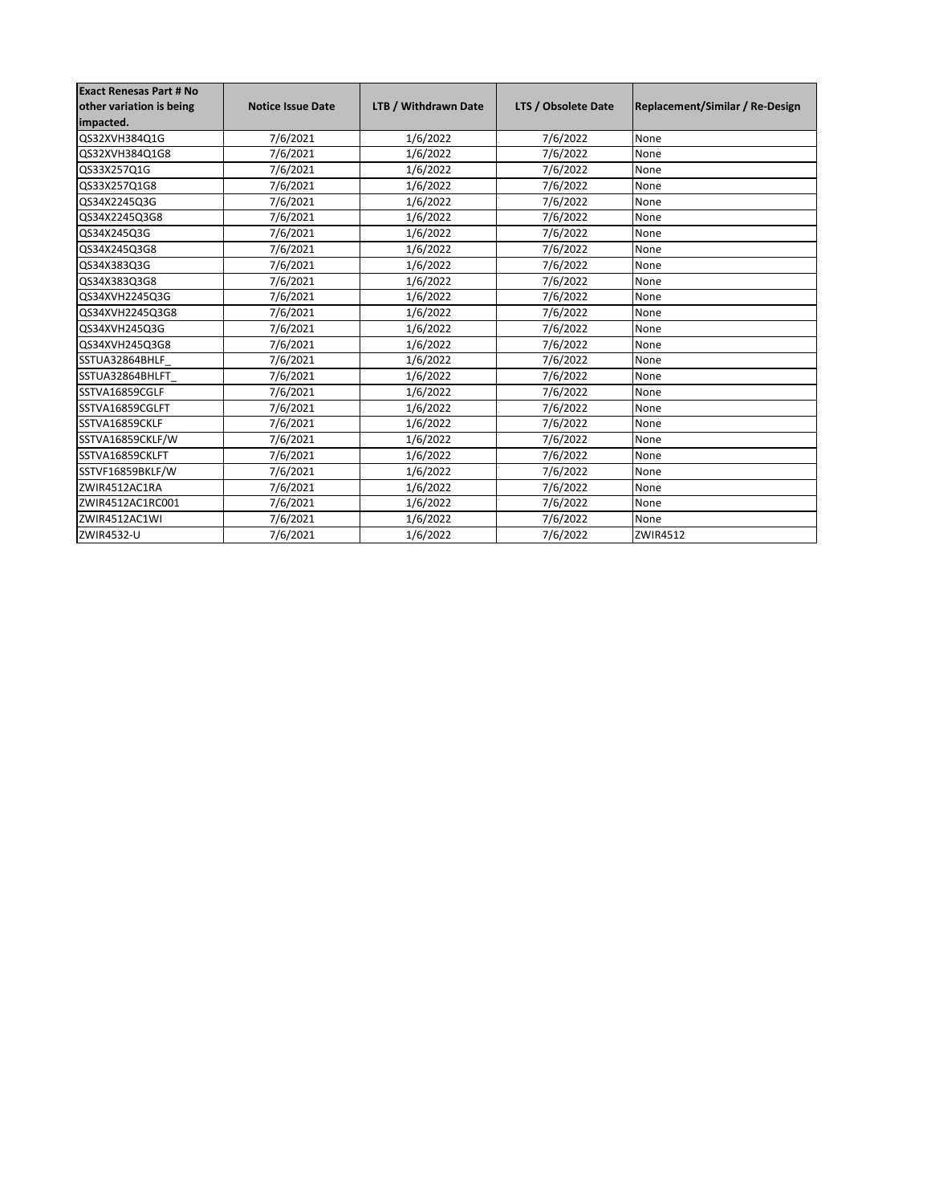| Exact Renesas Part # No other variation is being impacted. | Notice Issue Date | LTB / Withdrawn Date | LTS / Obsolete Date | Replacement/Similar / Re-Design |
|---|---|---|---|---|
| QS32XVH384Q1G | 7/6/2021 | 1/6/2022 | 7/6/2022 | None |
| QS32XVH384Q1G8 | 7/6/2021 | 1/6/2022 | 7/6/2022 | None |
| QS33X257Q1G | 7/6/2021 | 1/6/2022 | 7/6/2022 | None |
| QS33X257Q1G8 | 7/6/2021 | 1/6/2022 | 7/6/2022 | None |
| QS34X2245Q3G | 7/6/2021 | 1/6/2022 | 7/6/2022 | None |
| QS34X2245Q3G8 | 7/6/2021 | 1/6/2022 | 7/6/2022 | None |
| QS34X245Q3G | 7/6/2021 | 1/6/2022 | 7/6/2022 | None |
| QS34X245Q3G8 | 7/6/2021 | 1/6/2022 | 7/6/2022 | None |
| QS34X383Q3G | 7/6/2021 | 1/6/2022 | 7/6/2022 | None |
| QS34X383Q3G8 | 7/6/2021 | 1/6/2022 | 7/6/2022 | None |
| QS34XVH2245Q3G | 7/6/2021 | 1/6/2022 | 7/6/2022 | None |
| QS34XVH2245Q3G8 | 7/6/2021 | 1/6/2022 | 7/6/2022 | None |
| QS34XVH245Q3G | 7/6/2021 | 1/6/2022 | 7/6/2022 | None |
| QS34XVH245Q3G8 | 7/6/2021 | 1/6/2022 | 7/6/2022 | None |
| SSTUA32864BHLF_ | 7/6/2021 | 1/6/2022 | 7/6/2022 | None |
| SSTUA32864BHLFT_ | 7/6/2021 | 1/6/2022 | 7/6/2022 | None |
| SSTVA16859CGLF | 7/6/2021 | 1/6/2022 | 7/6/2022 | None |
| SSTVA16859CGLFT | 7/6/2021 | 1/6/2022 | 7/6/2022 | None |
| SSTVA16859CKLF | 7/6/2021 | 1/6/2022 | 7/6/2022 | None |
| SSTVA16859CKLF/W | 7/6/2021 | 1/6/2022 | 7/6/2022 | None |
| SSTVA16859CKLFT | 7/6/2021 | 1/6/2022 | 7/6/2022 | None |
| SSTVF16859BKLF/W | 7/6/2021 | 1/6/2022 | 7/6/2022 | None |
| ZWIR4512AC1RA | 7/6/2021 | 1/6/2022 | 7/6/2022 | None |
| ZWIR4512AC1RC001 | 7/6/2021 | 1/6/2022 | 7/6/2022 | None |
| ZWIR4512AC1WI | 7/6/2021 | 1/6/2022 | 7/6/2022 | None |
| ZWIR4532-U | 7/6/2021 | 1/6/2022 | 7/6/2022 | ZWIR4512 |